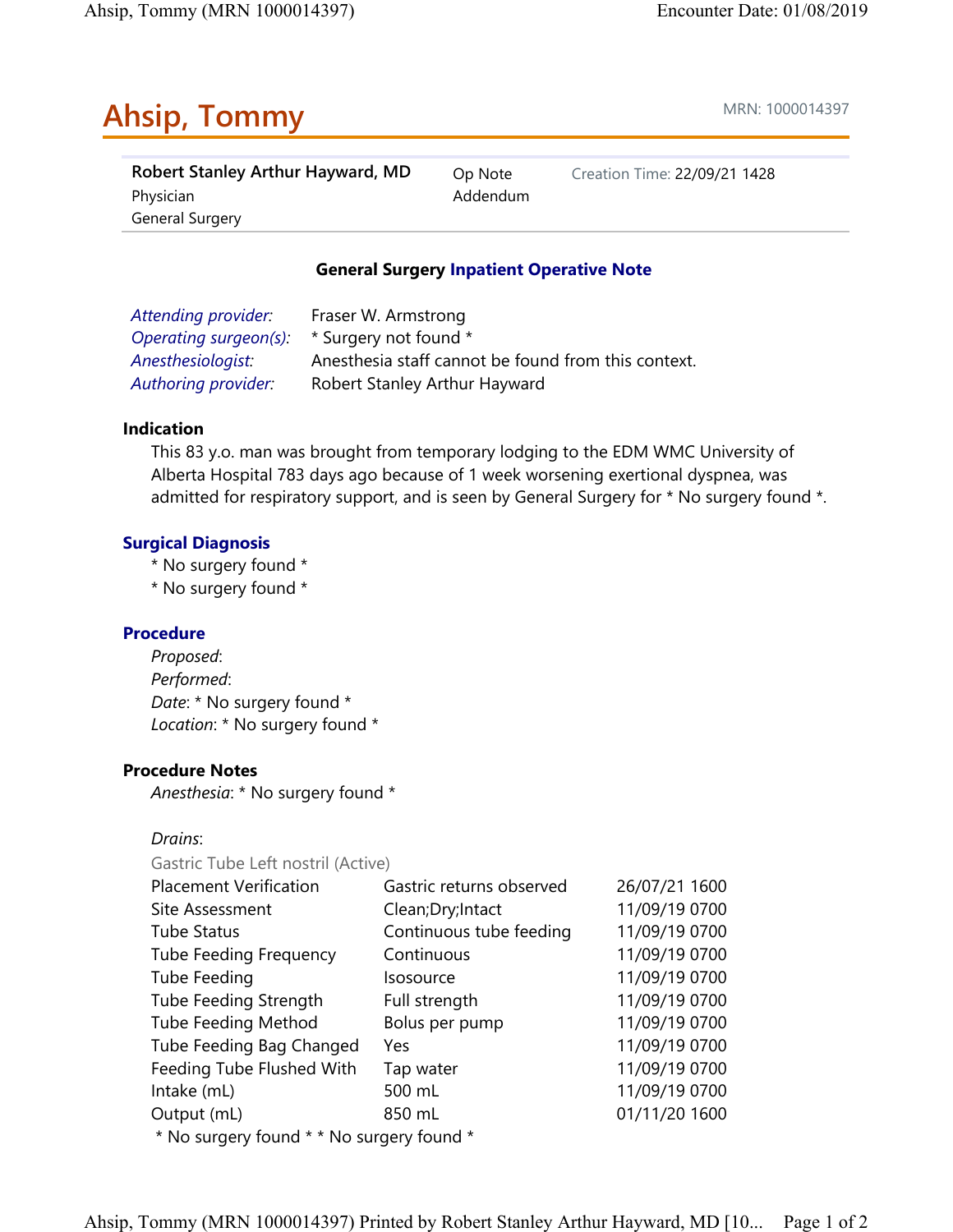# Ahsip, Tommy

MRN: 1000014397

| Robert Stanley Arthur Hayward, MD<br>Physician<br>General Surgery | Op Note<br>Addendum | Creation Time: 22/09/21 1428 |
|---|---|---|

## General Surgery Inpatient Operative Note

*Attending provider:* Fraser W. Armstrong
*Operating surgeon(s):* * Surgery not found *
*Anesthesiologist:* Anesthesia staff cannot be found from this context.
*Authoring provider:* Robert Stanley Arthur Hayward

### Indication

This 83 y.o. man was brought from temporary lodging to the EDM WMC University of Alberta Hospital 783 days ago because of 1 week worsening exertional dyspnea, was admitted for respiratory support, and is seen by General Surgery for * No surgery found *.

### Surgical Diagnosis

* No surgery found *
* No surgery found *

### Procedure

*Proposed*:
*Performed*:
*Date*: * No surgery found *
*Location*: * No surgery found *

### Procedure Notes

*Anesthesia*: * No surgery found *

*Drains*:

Gastric Tube Left nostril (Active)

| | | |
|---|---|---|
| Placement Verification | Gastric returns observed | 26/07/21 1600 |
| Site Assessment | Clean;Dry;Intact | 11/09/19 0700 |
| Tube Status | Continuous tube feeding | 11/09/19 0700 |
| Tube Feeding Frequency | Continuous | 11/09/19 0700 |
| Tube Feeding | Isosource | 11/09/19 0700 |
| Tube Feeding Strength | Full strength | 11/09/19 0700 |
| Tube Feeding Method | Bolus per pump | 11/09/19 0700 |
| Tube Feeding Bag Changed | Yes | 11/09/19 0700 |
| Feeding Tube Flushed With | Tap water | 11/09/19 0700 |
| Intake (mL) | 500 mL | 11/09/19 0700 |
| Output (mL) | 850 mL | 01/11/20 1600 |

* No surgery found * * No surgery found *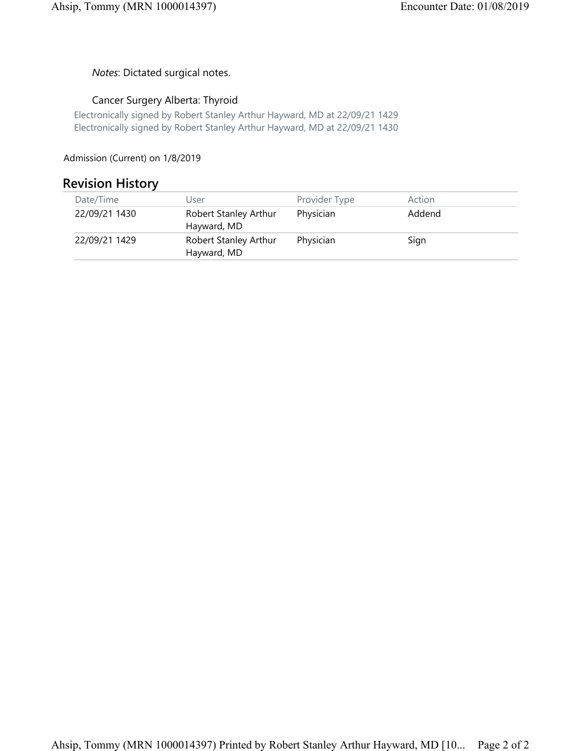*Notes*: Dictated surgical notes.

Cancer Surgery Alberta: Thyroid

Electronically signed by Robert Stanley Arthur Hayward, MD at 22/09/21 1429
Electronically signed by Robert Stanley Arthur Hayward, MD at 22/09/21 1430

Admission (Current) on 1/8/2019

## Revision History

| Date/Time | User | Provider Type | Action |
|---|---|---|---|
| 22/09/21 1430 | Robert Stanley Arthur Hayward, MD | Physician | Addend |
| 22/09/21 1429 | Robert Stanley Arthur Hayward, MD | Physician | Sign |